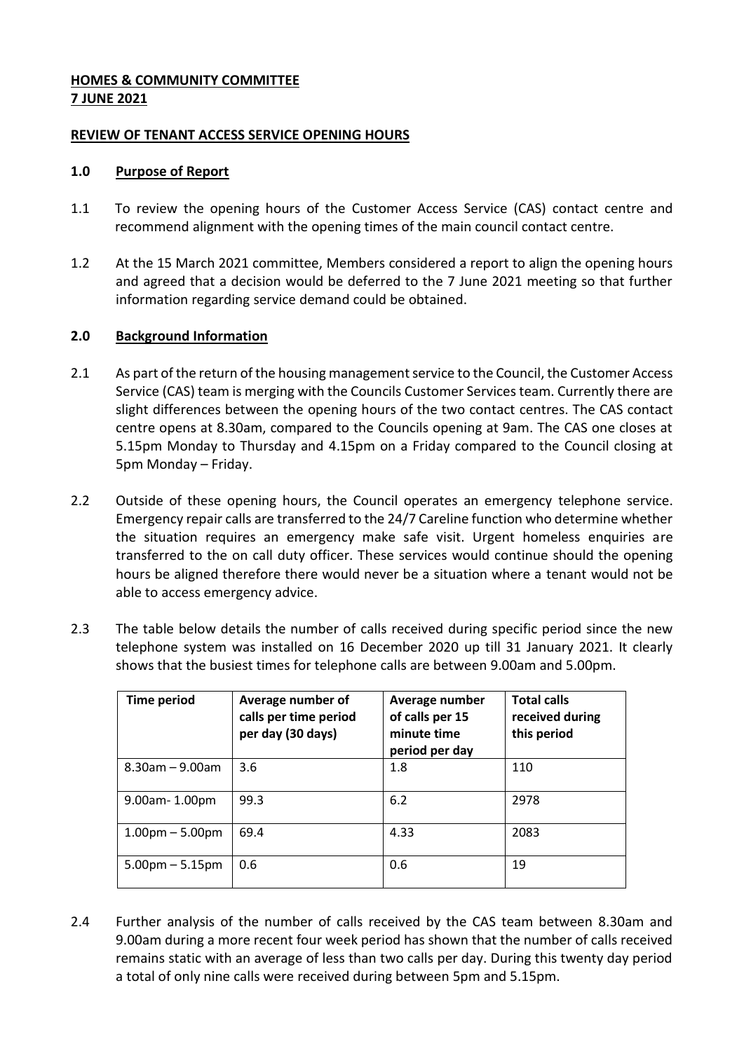**HOMES & COMMUNITY COMMITTEE**
**7 JUNE 2021**

**REVIEW OF TENANT ACCESS SERVICE OPENING HOURS**

**1.0 Purpose of Report**

1.1 To review the opening hours of the Customer Access Service (CAS) contact centre and recommend alignment with the opening times of the main council contact centre.

1.2 At the 15 March 2021 committee, Members considered a report to align the opening hours and agreed that a decision would be deferred to the 7 June 2021 meeting so that further information regarding service demand could be obtained.

**2.0 Background Information**

2.1 As part of the return of the housing management service to the Council, the Customer Access Service (CAS) team is merging with the Councils Customer Services team. Currently there are slight differences between the opening hours of the two contact centres. The CAS contact centre opens at 8.30am, compared to the Councils opening at 9am. The CAS one closes at 5.15pm Monday to Thursday and 4.15pm on a Friday compared to the Council closing at 5pm Monday – Friday.

2.2 Outside of these opening hours, the Council operates an emergency telephone service. Emergency repair calls are transferred to the 24/7 Careline function who determine whether the situation requires an emergency make safe visit. Urgent homeless enquiries are transferred to the on call duty officer. These services would continue should the opening hours be aligned therefore there would never be a situation where a tenant would not be able to access emergency advice.

2.3 The table below details the number of calls received during specific period since the new telephone system was installed on 16 December 2020 up till 31 January 2021. It clearly shows that the busiest times for telephone calls are between 9.00am and 5.00pm.

| Time period | Average number of calls per time period per day (30 days) | Average number of calls per 15 minute time period per day | Total calls received during this period |
|---|---|---|---|
| 8.30am – 9.00am | 3.6 | 1.8 | 110 |
| 9.00am- 1.00pm | 99.3 | 6.2 | 2978 |
| 1.00pm – 5.00pm | 69.4 | 4.33 | 2083 |
| 5.00pm – 5.15pm | 0.6 | 0.6 | 19 |

2.4 Further analysis of the number of calls received by the CAS team between 8.30am and 9.00am during a more recent four week period has shown that the number of calls received remains static with an average of less than two calls per day. During this twenty day period a total of only nine calls were received during between 5pm and 5.15pm.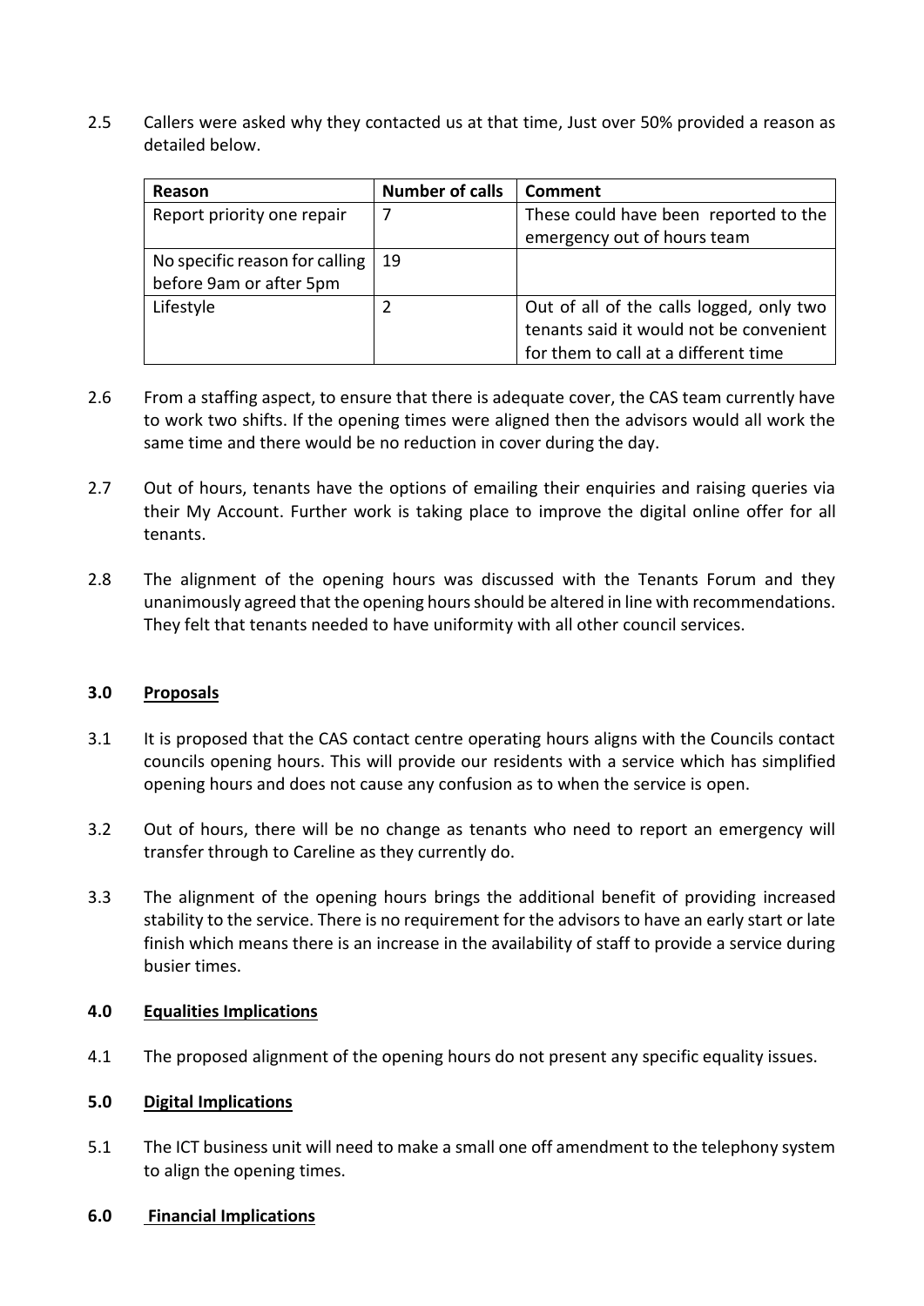2.5 Callers were asked why they contacted us at that time, Just over 50% provided a reason as detailed below.

| Reason | Number of calls | Comment |
| --- | --- | --- |
| Report priority one repair | 7 | These could have been reported to the emergency out of hours team |
| No specific reason for calling before 9am or after 5pm | 19 | |
| Lifestyle | 2 | Out of all of the calls logged, only two tenants said it would not be convenient for them to call at a different time |

2.6 From a staffing aspect, to ensure that there is adequate cover, the CAS team currently have to work two shifts. If the opening times were aligned then the advisors would all work the same time and there would be no reduction in cover during the day.

2.7 Out of hours, tenants have the options of emailing their enquiries and raising queries via their My Account. Further work is taking place to improve the digital online offer for all tenants.

2.8 The alignment of the opening hours was discussed with the Tenants Forum and they unanimously agreed that the opening hours should be altered in line with recommendations. They felt that tenants needed to have uniformity with all other council services.

## 3.0 Proposals

3.1 It is proposed that the CAS contact centre operating hours aligns with the Councils contact councils opening hours. This will provide our residents with a service which has simplified opening hours and does not cause any confusion as to when the service is open.

3.2 Out of hours, there will be no change as tenants who need to report an emergency will transfer through to Careline as they currently do.

3.3 The alignment of the opening hours brings the additional benefit of providing increased stability to the service. There is no requirement for the advisors to have an early start or late finish which means there is an increase in the availability of staff to provide a service during busier times.

## 4.0 Equalities Implications

4.1 The proposed alignment of the opening hours do not present any specific equality issues.

## 5.0 Digital Implications

5.1 The ICT business unit will need to make a small one off amendment to the telephony system to align the opening times.

## 6.0 Financial Implications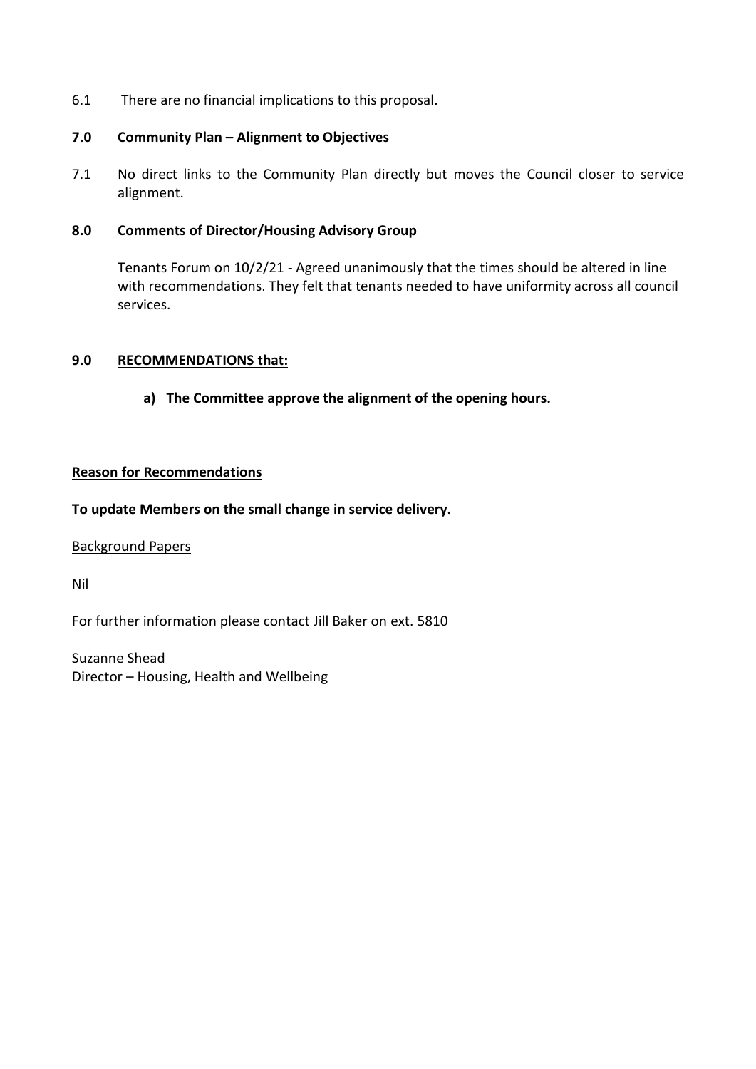6.1 There are no financial implications to this proposal.

**7.0 Community Plan – Alignment to Objectives**

7.1 No direct links to the Community Plan directly but moves the Council closer to service alignment.

**8.0 Comments of Director/Housing Advisory Group**

Tenants Forum on 10/2/21 - Agreed unanimously that the times should be altered in line with recommendations. They felt that tenants needed to have uniformity across all council services.

**9.0 <u>RECOMMENDATIONS that:</u>**

**a) The Committee approve the alignment of the opening hours.**

**<u>Reason for Recommendations</u>**

**To update Members on the small change in service delivery.**

<u>Background Papers</u>

Nil

For further information please contact Jill Baker on ext. 5810

Suzanne Shead
Director – Housing, Health and Wellbeing